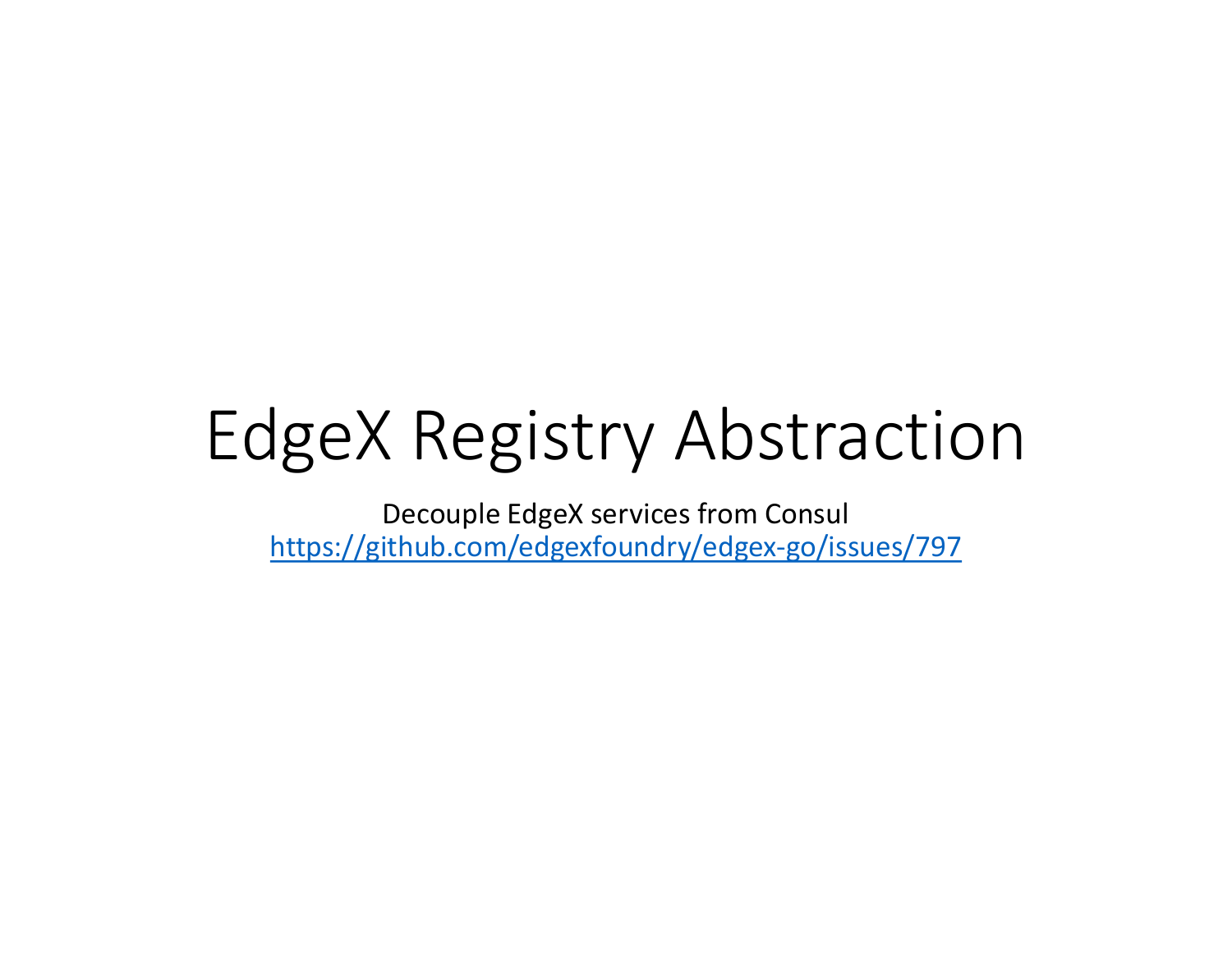# EdgeX Registry Abstraction

Decouple EdgeX services from Consul

https://github.com/edgexfoundry/edgex-go/issues/797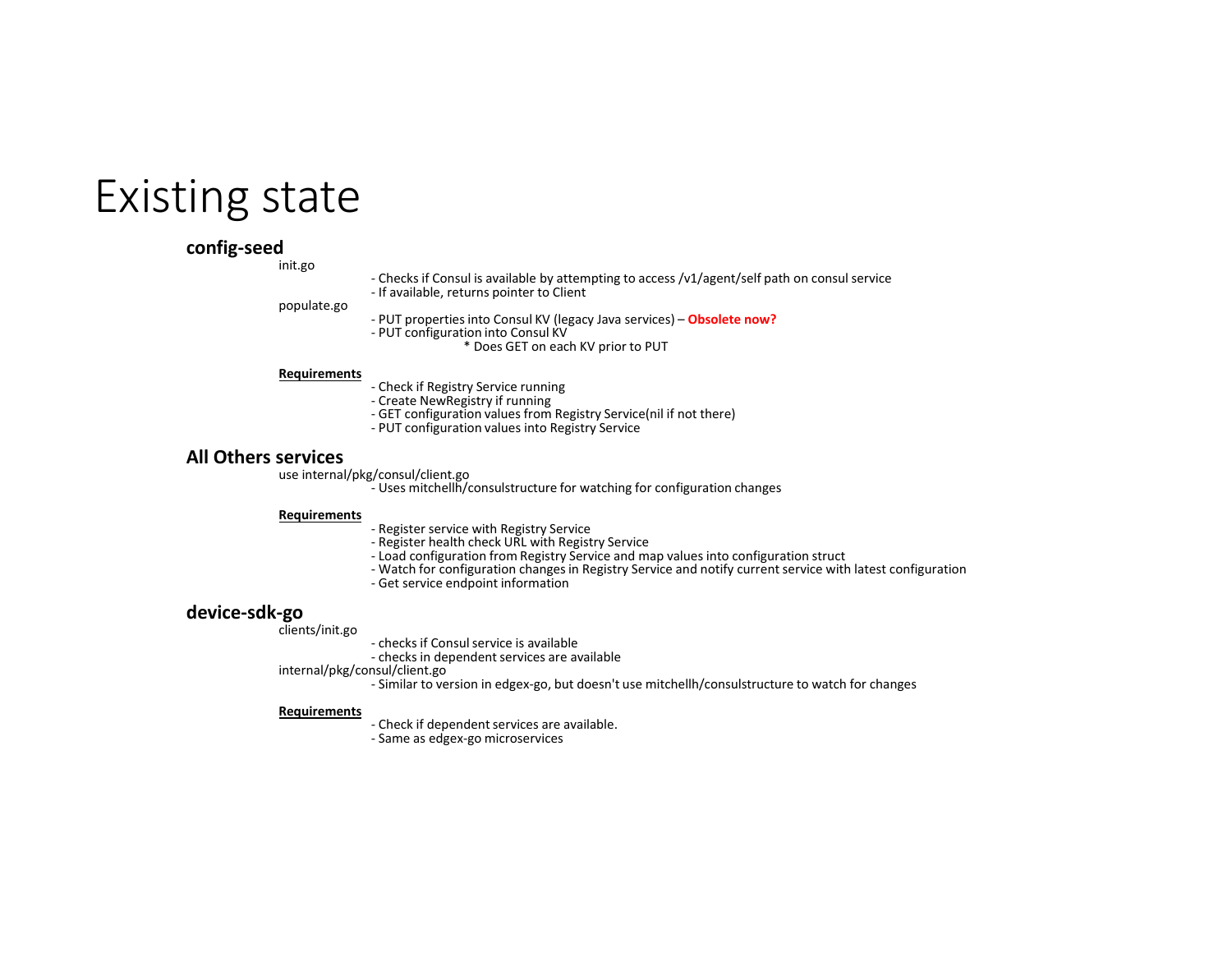# Existing state

## config-seed

init.go

- Checks if Consul is available by attempting to access /v1/agent/self path on consul service
- If available, returns pointer to Client

populate.go

- PUT properties into Consul KV (legacy Java services) – **Obsolete now?**
- PUT configuration into Consul KV
    * Does GET on each KV prior to PUT

**<u>Requirements</u>**

- Check if Registry Service running
- Create NewRegistry if running
- GET configuration values from Registry Service(nil if not there)
- PUT configuration values into Registry Service

## All Others services

use internal/pkg/consul/client.go

- Uses mitchellh/consulstructure for watching for configuration changes

**<u>Requirements</u>**

- Register service with Registry Service
- Register health check URL with Registry Service
- Load configuration from Registry Service and map values into configuration struct
- Watch for configuration changes in Registry Service and notify current service with latest configuration
- Get service endpoint information

## device-sdk-go

clients/init.go

- checks if Consul service is available
- checks in dependent services are available

internal/pkg/consul/client.go

- Similar to version in edgex-go, but doesn't use mitchellh/consulstructure to watch for changes

**<u>Requirements</u>**

- Check if dependent services are available.
- Same as edgex-go microservices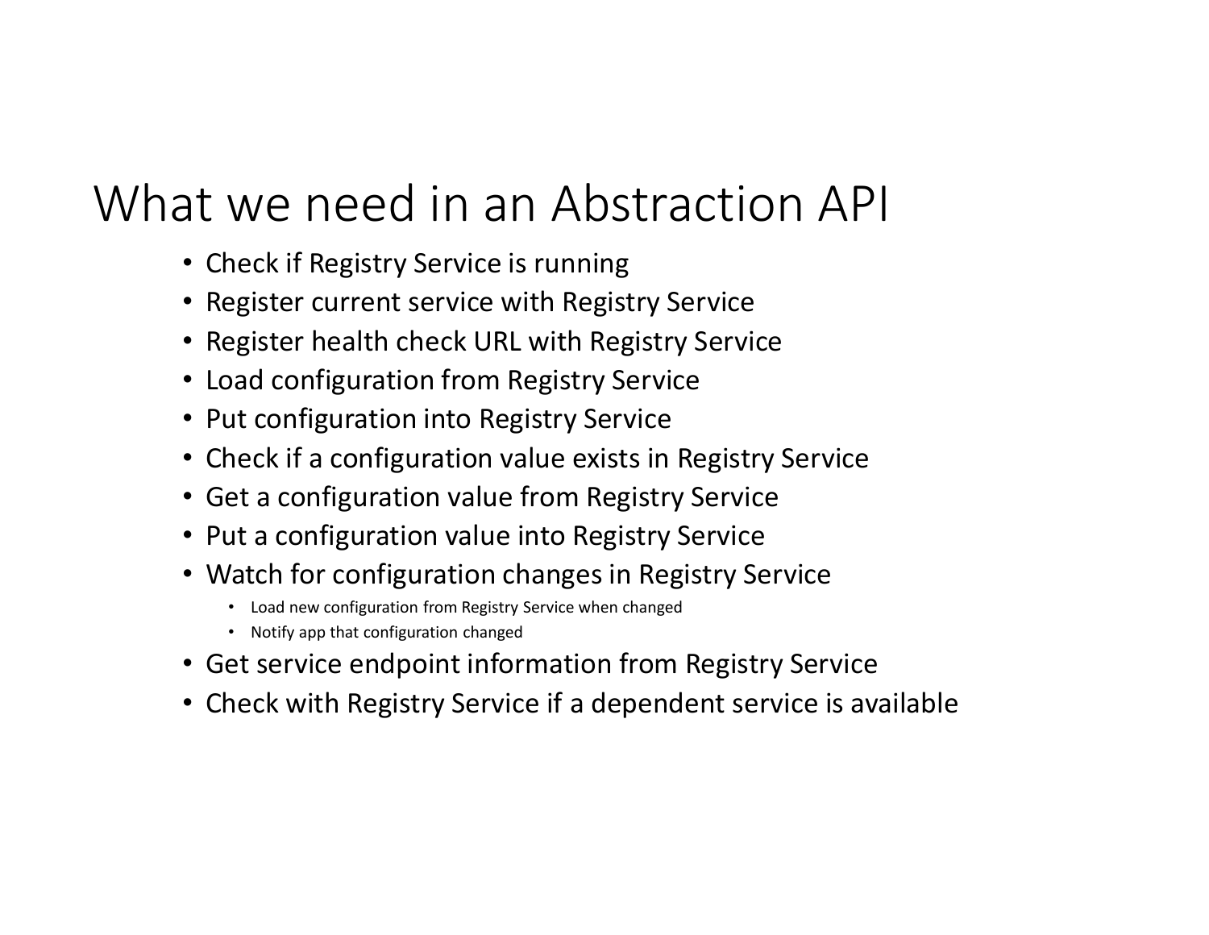# What we need in an Abstraction API

- Check if Registry Service is running
- Register current service with Registry Service
- Register health check URL with Registry Service
- Load configuration from Registry Service
- Put configuration into Registry Service
- Check if a configuration value exists in Registry Service
- Get a configuration value from Registry Service
- Put a configuration value into Registry Service
- Watch for configuration changes in Registry Service
  - Load new configuration from Registry Service when changed
  - Notify app that configuration changed
- Get service endpoint information from Registry Service
- Check with Registry Service if a dependent service is available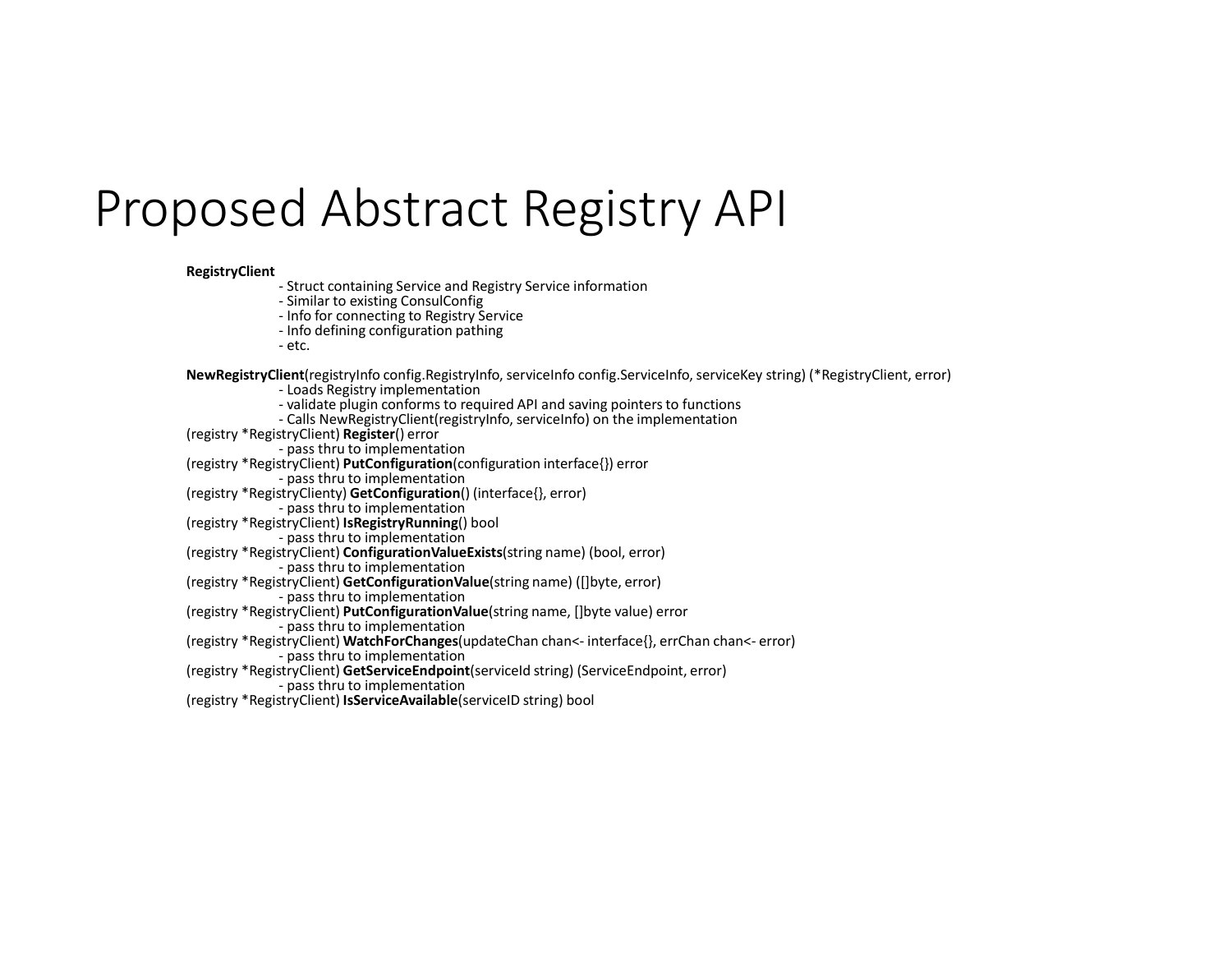# Proposed Abstract Registry API

**RegistryClient**

- Struct containing Service and Registry Service information
- Similar to existing ConsulConfig
- Info for connecting to Registry Service
- Info defining configuration pathing
- etc.

**NewRegistryClient**(registryInfo config.RegistryInfo, serviceInfo config.ServiceInfo, serviceKey string) (*RegistryClient, error)

- Loads Registry implementation
- validate plugin conforms to required API and saving pointers to functions
- Calls NewRegistryClient(registryInfo, serviceInfo) on the implementation

(registry *RegistryClient) **Register**() error

- pass thru to implementation

(registry *RegistryClient) **PutConfiguration**(configuration interface{}) error

- pass thru to implementation

(registry *RegistryClienty) **GetConfiguration**() (interface{}, error)

- pass thru to implementation

(registry *RegistryClient) **IsRegistryRunning**() bool

- pass thru to implementation

(registry *RegistryClient) **ConfigurationValueExists**(string name) (bool, error)

- pass thru to implementation

(registry *RegistryClient) **GetConfigurationValue**(string name) ([]byte, error)

- pass thru to implementation

(registry *RegistryClient) **PutConfigurationValue**(string name, []byte value) error

- pass thru to implementation

(registry *RegistryClient) **WatchForChanges**(updateChan chan<- interface{}, errChan chan<- error)

- pass thru to implementation

(registry *RegistryClient) **GetServiceEndpoint**(serviceId string) (ServiceEndpoint, error)

- pass thru to implementation

(registry *RegistryClient) **IsServiceAvailable**(serviceID string) bool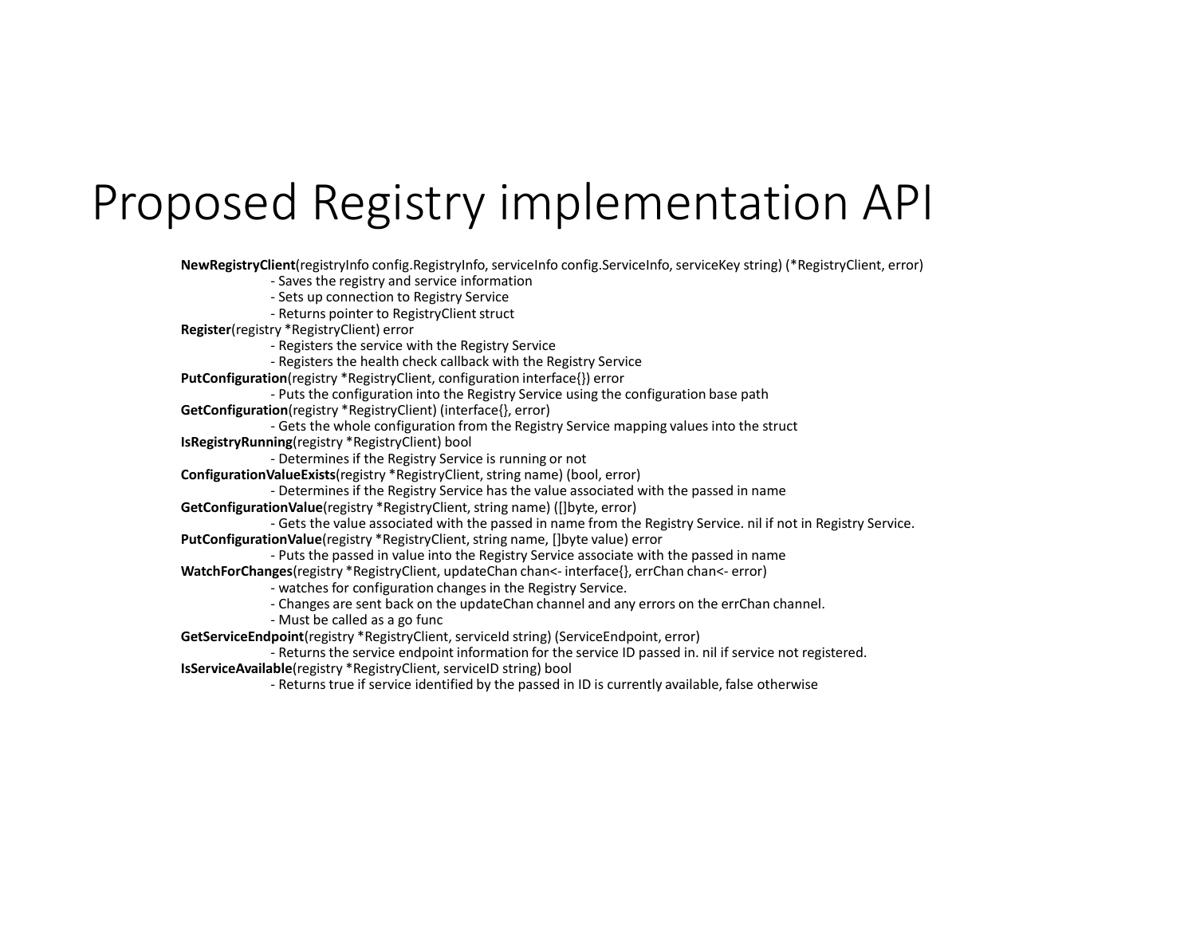# Proposed Registry implementation API

**NewRegistryClient**(registryInfo config.RegistryInfo, serviceInfo config.ServiceInfo, serviceKey string) (*RegistryClient, error)
- Saves the registry and service information
- Sets up connection to Registry Service
- Returns pointer to RegistryClient struct

**Register**(registry *RegistryClient) error
- Registers the service with the Registry Service
- Registers the health check callback with the Registry Service

**PutConfiguration**(registry *RegistryClient, configuration interface{}) error
- Puts the configuration into the Registry Service using the configuration base path

**GetConfiguration**(registry *RegistryClient) (interface{}, error)
- Gets the whole configuration from the Registry Service mapping values into the struct

**IsRegistryRunning**(registry *RegistryClient) bool
- Determines if the Registry Service is running or not

**ConfigurationValueExists**(registry *RegistryClient, string name) (bool, error)
- Determines if the Registry Service has the value associated with the passed in name

**GetConfigurationValue**(registry *RegistryClient, string name) ([]byte, error)
- Gets the value associated with the passed in name from the Registry Service. nil if not in Registry Service.

**PutConfigurationValue**(registry *RegistryClient, string name, []byte value) error
- Puts the passed in value into the Registry Service associate with the passed in name

**WatchForChanges**(registry *RegistryClient, updateChan chan<- interface{}, errChan chan<- error)
- watches for configuration changes in the Registry Service.
- Changes are sent back on the updateChan channel and any errors on the errChan channel.
- Must be called as a go func

**GetServiceEndpoint**(registry *RegistryClient, serviceId string) (ServiceEndpoint, error)
- Returns the service endpoint information for the service ID passed in. nil if service not registered.

**IsServiceAvailable**(registry *RegistryClient, serviceID string) bool
- Returns true if service identified by the passed in ID is currently available, false otherwise